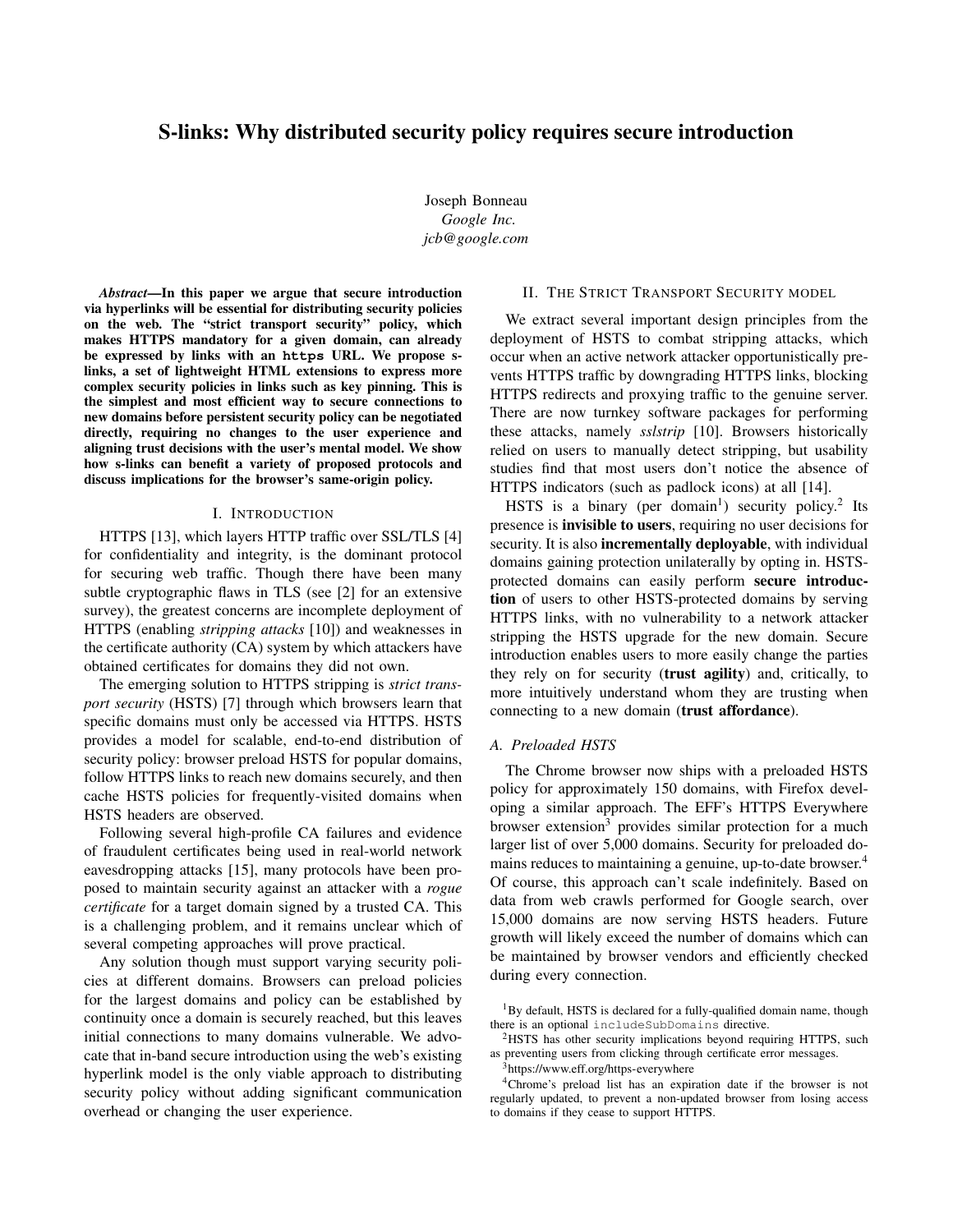# S-links: Why distributed security policy requires secure introduction

Joseph Bonneau
*Google Inc.*
*jcb@google.com*

***Abstract*—In this paper we argue that secure introduction via hyperlinks will be essential for distributing security policies on the web. The "strict transport security" policy, which makes HTTPS mandatory for a given domain, can already be expressed by links with an `https` URL. We propose s-links, a set of lightweight HTML extensions to express more complex security policies in links such as key pinning. This is the simplest and most efficient way to secure connections to new domains before persistent security policy can be negotiated directly, requiring no changes to the user experience and aligning trust decisions with the user's mental model. We show how s-links can benefit a variety of proposed protocols and discuss implications for the browser's same-origin policy.**

## I. Introduction

HTTPS [13], which layers HTTP traffic over SSL/TLS [4] for confidentiality and integrity, is the dominant protocol for securing web traffic. Though there have been many subtle cryptographic flaws in TLS (see [2] for an extensive survey), the greatest concerns are incomplete deployment of HTTPS (enabling *stripping attacks* [10]) and weaknesses in the certificate authority (CA) system by which attackers have obtained certificates for domains they did not own.

The emerging solution to HTTPS stripping is *strict transport security* (HSTS) [7] through which browsers learn that specific domains must only be accessed via HTTPS. HSTS provides a model for scalable, end-to-end distribution of security policy: browser preload HSTS for popular domains, follow HTTPS links to reach new domains securely, and then cache HSTS policies for frequently-visited domains when HSTS headers are observed.

Following several high-profile CA failures and evidence of fraudulent certificates being used in real-world network eavesdropping attacks [15], many protocols have been proposed to maintain security against an attacker with a *rogue certificate* for a target domain signed by a trusted CA. This is a challenging problem, and it remains unclear which of several competing approaches will prove practical.

Any solution though must support varying security policies at different domains. Browsers can preload policies for the largest domains and policy can be established by continuity once a domain is securely reached, but this leaves initial connections to many domains vulnerable. We advocate that in-band secure introduction using the web's existing hyperlink model is the only viable approach to distributing security policy without adding significant communication overhead or changing the user experience.

## II. The Strict Transport Security model

We extract several important design principles from the deployment of HSTS to combat stripping attacks, which occur when an active network attacker opportunistically prevents HTTPS traffic by downgrading HTTPS links, blocking HTTPS redirects and proxying traffic to the genuine server. There are now turnkey software packages for performing these attacks, namely *sslstrip* [10]. Browsers historically relied on users to manually detect stripping, but usability studies find that most users don't notice the absence of HTTPS indicators (such as padlock icons) at all [14].

HSTS is a binary (per domain[1]) security policy.[2] Its presence is **invisible to users**, requiring no user decisions for security. It is also **incrementally deployable**, with individual domains gaining protection unilaterally by opting in. HSTS-protected domains can easily perform **secure introduction** of users to other HSTS-protected domains by serving HTTPS links, with no vulnerability to a network attacker stripping the HSTS upgrade for the new domain. Secure introduction enables users to more easily change the parties they rely on for security (**trust agility**) and, critically, to more intuitively understand whom they are trusting when connecting to a new domain (**trust affordance**).

### A. Preloaded HSTS

The Chrome browser now ships with a preloaded HSTS policy for approximately 150 domains, with Firefox developing a similar approach. The EFF's HTTPS Everywhere browser extension[3] provides similar protection for a much larger list of over 5,000 domains. Security for preloaded domains reduces to maintaining a genuine, up-to-date browser.[4] Of course, this approach can't scale indefinitely. Based on data from web crawls performed for Google search, over 15,000 domains are now serving HSTS headers. Future growth will likely exceed the number of domains which can be maintained by browser vendors and efficiently checked during every connection.

[1] By default, HSTS is declared for a fully-qualified domain name, though there is an optional `includeSubDomains` directive.

[2] HSTS has other security implications beyond requiring HTTPS, such as preventing users from clicking through certificate error messages.

[3] https://www.eff.org/https-everywhere

[4] Chrome's preload list has an expiration date if the browser is not regularly updated, to prevent a non-updated browser from losing access to domains if they cease to support HTTPS.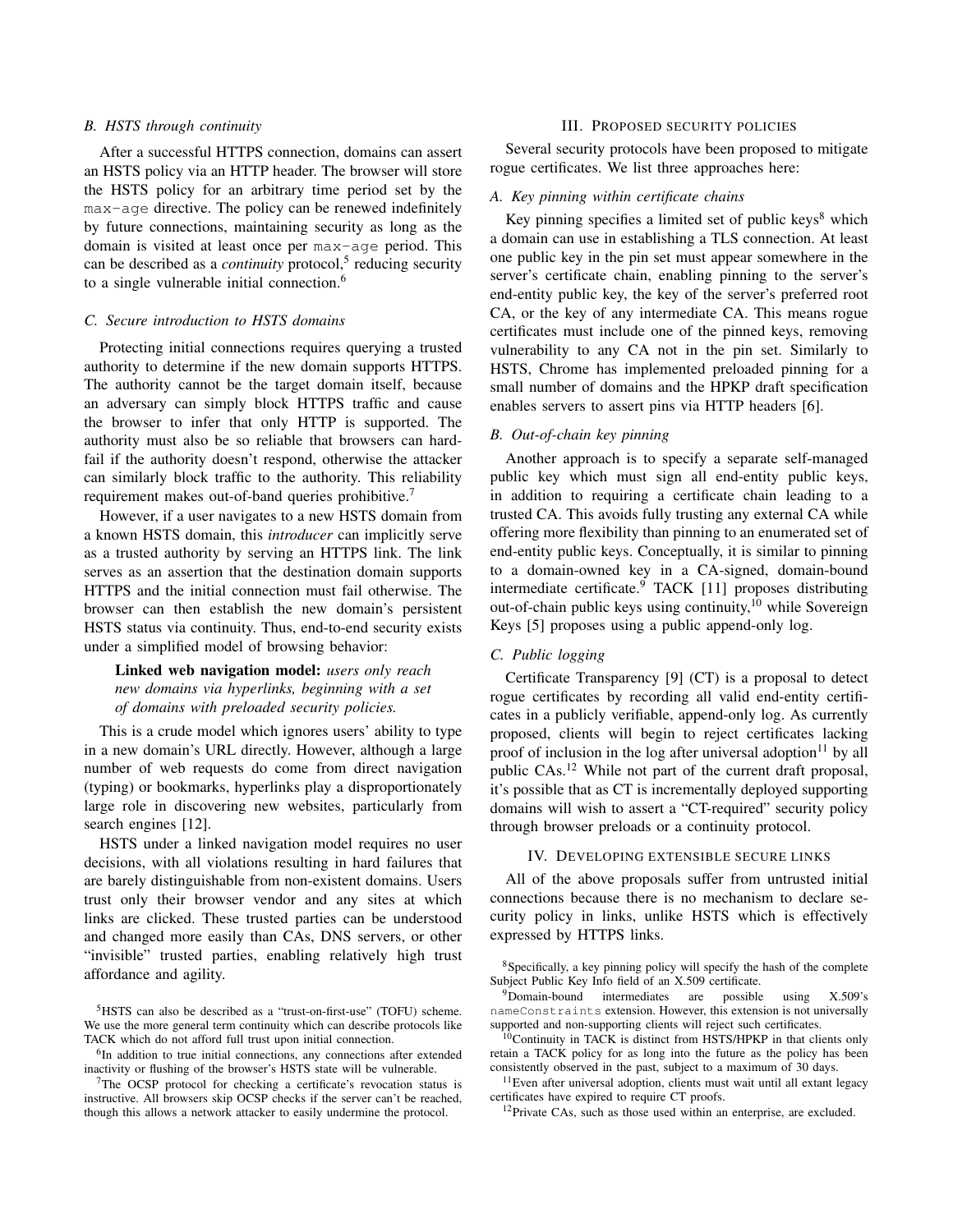### B. HSTS through continuity

After a successful HTTPS connection, domains can assert an HSTS policy via an HTTP header. The browser will store the HSTS policy for an arbitrary time period set by the `max-age` directive. The policy can be renewed indefinitely by future connections, maintaining security as long as the domain is visited at least once per `max-age` period. This can be described as a *continuity* protocol,[5] reducing security to a single vulnerable initial connection.[6]

### C. Secure introduction to HSTS domains

Protecting initial connections requires querying a trusted authority to determine if the new domain supports HTTPS. The authority cannot be the target domain itself, because an adversary can simply block HTTPS traffic and cause the browser to infer that only HTTP is supported. The authority must also be so reliable that browsers can hard-fail if the authority doesn't respond, otherwise the attacker can similarly block traffic to the authority. This reliability requirement makes out-of-band queries prohibitive.[7]

However, if a user navigates to a new HSTS domain from a known HSTS domain, this *introducer* can implicitly serve as a trusted authority by serving an HTTPS link. The link serves as an assertion that the destination domain supports HTTPS and the initial connection must fail otherwise. The browser can then establish the new domain's persistent HSTS status via continuity. Thus, end-to-end security exists under a simplified model of browsing behavior:

> **Linked web navigation model:** *users only reach new domains via hyperlinks, beginning with a set of domains with preloaded security policies.*

This is a crude model which ignores users' ability to type in a new domain's URL directly. However, although a large number of web requests do come from direct navigation (typing) or bookmarks, hyperlinks play a disproportionately large role in discovering new websites, particularly from search engines [12].

HSTS under a linked navigation model requires no user decisions, with all violations resulting in hard failures that are barely distinguishable from non-existent domains. Users trust only their browser vendor and any sites at which links are clicked. These trusted parties can be understood and changed more easily than CAs, DNS servers, or other "invisible" trusted parties, enabling relatively high trust affordance and agility.

## III. Proposed security policies

Several security protocols have been proposed to mitigate rogue certificates. We list three approaches here:

### A. Key pinning within certificate chains

Key pinning specifies a limited set of public keys[8] which a domain can use in establishing a TLS connection. At least one public key in the pin set must appear somewhere in the server's certificate chain, enabling pinning to the server's end-entity public key, the key of the server's preferred root CA, or the key of any intermediate CA. This means rogue certificates must include one of the pinned keys, removing vulnerability to any CA not in the pin set. Similarly to HSTS, Chrome has implemented preloaded pinning for a small number of domains and the HPKP draft specification enables servers to assert pins via HTTP headers [6].

### B. Out-of-chain key pinning

Another approach is to specify a separate self-managed public key which must sign all end-entity public keys, in addition to requiring a certificate chain leading to a trusted CA. This avoids fully trusting any external CA while offering more flexibility than pinning to an enumerated set of end-entity public keys. Conceptually, it is similar to pinning to a domain-owned key in a CA-signed, domain-bound intermediate certificate.[9] TACK [11] proposes distributing out-of-chain public keys using continuity,[10] while Sovereign Keys [5] proposes using a public append-only log.

### C. Public logging

Certificate Transparency [9] (CT) is a proposal to detect rogue certificates by recording all valid end-entity certificates in a publicly verifiable, append-only log. As currently proposed, clients will begin to reject certificates lacking proof of inclusion in the log after universal adoption[11] by all public CAs.[12] While not part of the current draft proposal, it's possible that as CT is incrementally deployed supporting domains will wish to assert a "CT-required" security policy through browser preloads or a continuity protocol.

## IV. Developing extensible secure links

All of the above proposals suffer from untrusted initial connections because there is no mechanism to declare security policy in links, unlike HSTS which is effectively expressed by HTTPS links.

---

[5] HSTS can also be described as a "trust-on-first-use" (TOFU) scheme. We use the more general term continuity which can describe protocols like TACK which do not afford full trust upon initial connection.

[6] In addition to true initial connections, any connections after extended inactivity or flushing of the browser's HSTS state will be vulnerable.

[7] The OCSP protocol for checking a certificate's revocation status is instructive. All browsers skip OCSP checks if the server can't be reached, though this allows a network attacker to easily undermine the protocol.

[8] Specifically, a key pinning policy will specify the hash of the complete Subject Public Key Info field of an X.509 certificate.

[9] Domain-bound intermediates are possible using X.509's `nameConstraints` extension. However, this extension is not universally supported and non-supporting clients will reject such certificates.

[10] Continuity in TACK is distinct from HSTS/HPKP in that clients only retain a TACK policy for as long into the future as the policy has been consistently observed in the past, subject to a maximum of 30 days.

[11] Even after universal adoption, clients must wait until all extant legacy certificates have expired to require CT proofs.

[12] Private CAs, such as those used within an enterprise, are excluded.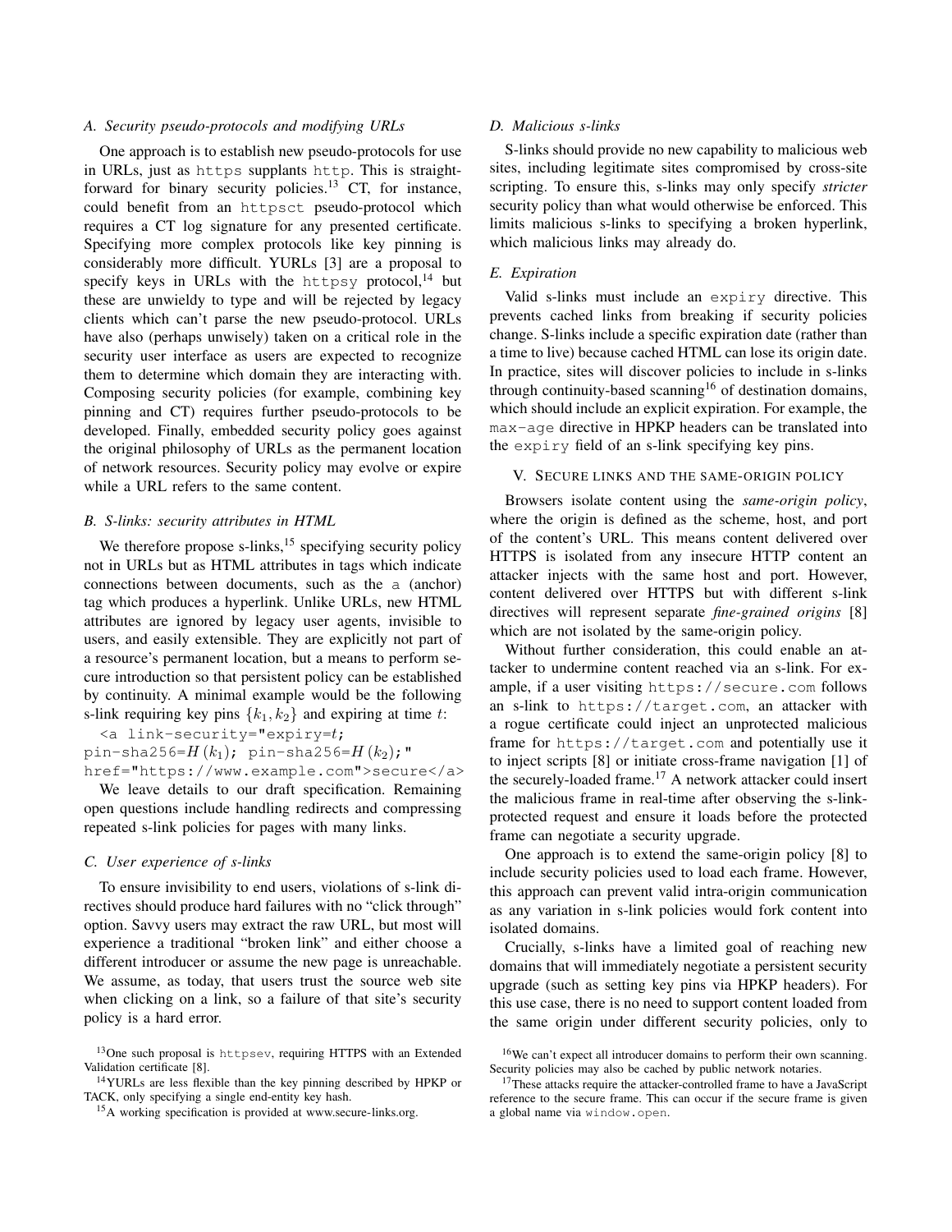### A. Security pseudo-protocols and modifying URLs

One approach is to establish new pseudo-protocols for use in URLs, just as `https` supplants `http`. This is straightforward for binary security policies.[13] CT, for instance, could benefit from an `httpsct` pseudo-protocol which requires a CT log signature for any presented certificate. Specifying more complex protocols like key pinning is considerably more difficult. YURLs [3] are a proposal to specify keys in URLs with the `httpsy` protocol,[14] but these are unwieldy to type and will be rejected by legacy clients which can't parse the new pseudo-protocol. URLs have also (perhaps unwisely) taken on a critical role in the security user interface as users are expected to recognize them to determine which domain they are interacting with. Composing security policies (for example, combining key pinning and CT) requires further pseudo-protocols to be developed. Finally, embedded security policy goes against the original philosophy of URLs as the permanent location of network resources. Security policy may evolve or expire while a URL refers to the same content.

### B. S-links: security attributes in HTML

We therefore propose s-links,[15] specifying security policy not in URLs but as HTML attributes in tags which indicate connections between documents, such as the `a` (anchor) tag which produces a hyperlink. Unlike URLs, new HTML attributes are ignored by legacy user agents, invisible to users, and easily extensible. They are explicitly not part of a resource's permanent location, but a means to perform secure introduction so that persistent policy can be established by continuity. A minimal example would be the following s-link requiring key pins $\{k_1, k_2\}$ and expiring at time $t$:

```
<a link-security="expiry=t;
pin-sha256=H(k1); pin-sha256=H(k2);"
href="https://www.example.com">secure</a>
```

We leave details to our draft specification. Remaining open questions include handling redirects and compressing repeated s-link policies for pages with many links.

### C. User experience of s-links

To ensure invisibility to end users, violations of s-link directives should produce hard failures with no "click through" option. Savvy users may extract the raw URL, but most will experience a traditional "broken link" and either choose a different introducer or assume the new page is unreachable. We assume, as today, that users trust the source web site when clicking on a link, so a failure of that site's security policy is a hard error.

### D. Malicious s-links

S-links should provide no new capability to malicious web sites, including legitimate sites compromised by cross-site scripting. To ensure this, s-links may only specify *stricter* security policy than what would otherwise be enforced. This limits malicious s-links to specifying a broken hyperlink, which malicious links may already do.

### E. Expiration

Valid s-links must include an `expiry` directive. This prevents cached links from breaking if security policies change. S-links include a specific expiration date (rather than a time to live) because cached HTML can lose its origin date. In practice, sites will discover policies to include in s-links through continuity-based scanning[16] of destination domains, which should include an explicit expiration. For example, the `max-age` directive in HPKP headers can be translated into the `expiry` field of an s-link specifying key pins.

## V. Secure links and the same-origin policy

Browsers isolate content using the *same-origin policy*, where the origin is defined as the scheme, host, and port of the content's URL. This means content delivered over HTTPS is isolated from any insecure HTTP content an attacker injects with the same host and port. However, content delivered over HTTPS but with different s-link directives will represent separate *fine-grained origins* [8] which are not isolated by the same-origin policy.

Without further consideration, this could enable an attacker to undermine content reached via an s-link. For example, if a user visiting `https://secure.com` follows an s-link to `https://target.com`, an attacker with a rogue certificate could inject an unprotected malicious frame for `https://target.com` and potentially use it to inject scripts [8] or initiate cross-frame navigation [1] of the securely-loaded frame.[17] A network attacker could insert the malicious frame in real-time after observing the s-link-protected request and ensure it loads before the protected frame can negotiate a security upgrade.

One approach is to extend the same-origin policy [8] to include security policies used to load each frame. However, this approach can prevent valid intra-origin communication as any variation in s-link policies would fork content into isolated domains.

Crucially, s-links have a limited goal of reaching new domains that will immediately negotiate a persistent security upgrade (such as setting key pins via HPKP headers). For this use case, there is no need to support content loaded from the same origin under different security policies, only to

[13] One such proposal is `httpsev`, requiring HTTPS with an Extended Validation certificate [8].

[14] YURLs are less flexible than the key pinning described by HPKP or TACK, only specifying a single end-entity key hash.

[15] A working specification is provided at www.secure-links.org.

[16] We can't expect all introducer domains to perform their own scanning. Security policies may also be cached by public network notaries.

[17] These attacks require the attacker-controlled frame to have a JavaScript reference to the secure frame. This can occur if the secure frame is given a global name via `window.open`.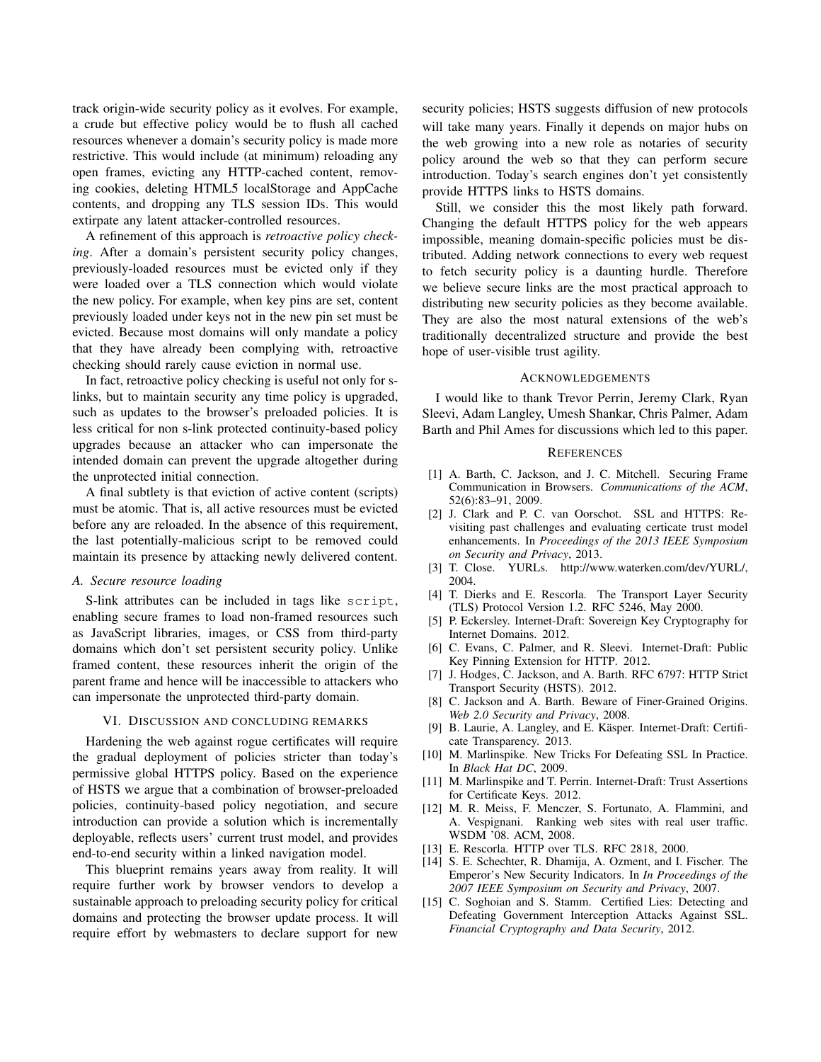track origin-wide security policy as it evolves. For example, a crude but effective policy would be to flush all cached resources whenever a domain's security policy is made more restrictive. This would include (at minimum) reloading any open frames, evicting any HTTP-cached content, removing cookies, deleting HTML5 localStorage and AppCache contents, and dropping any TLS session IDs. This would extirpate any latent attacker-controlled resources.

A refinement of this approach is *retroactive policy checking*. After a domain's persistent security policy changes, previously-loaded resources must be evicted only if they were loaded over a TLS connection which would violate the new policy. For example, when key pins are set, content previously loaded under keys not in the new pin set must be evicted. Because most domains will only mandate a policy that they have already been complying with, retroactive checking should rarely cause eviction in normal use.

In fact, retroactive policy checking is useful not only for s-links, but to maintain security any time policy is upgraded, such as updates to the browser's preloaded policies. It is less critical for non s-link protected continuity-based policy upgrades because an attacker who can impersonate the intended domain can prevent the upgrade altogether during the unprotected initial connection.

A final subtlety is that eviction of active content (scripts) must be atomic. That is, all active resources must be evicted before any are reloaded. In the absence of this requirement, the last potentially-malicious script to be removed could maintain its presence by attacking newly delivered content.

### A. Secure resource loading

S-link attributes can be included in tags like `script`, enabling secure frames to load non-framed resources such as JavaScript libraries, images, or CSS from third-party domains which don't set persistent security policy. Unlike framed content, these resources inherit the origin of the parent frame and hence will be inaccessible to attackers who can impersonate the unprotected third-party domain.

## VI. Discussion and concluding remarks

Hardening the web against rogue certificates will require the gradual deployment of policies stricter than today's permissive global HTTPS policy. Based on the experience of HSTS we argue that a combination of browser-preloaded policies, continuity-based policy negotiation, and secure introduction can provide a solution which is incrementally deployable, reflects users' current trust model, and provides end-to-end security within a linked navigation model.

This blueprint remains years away from reality. It will require further work by browser vendors to develop a sustainable approach to preloading security policy for critical domains and protecting the browser update process. It will require effort by webmasters to declare support for new security policies; HSTS suggests diffusion of new protocols will take many years. Finally it depends on major hubs on the web growing into a new role as notaries of security policy around the web so that they can perform secure introduction. Today's search engines don't yet consistently provide HTTPS links to HSTS domains.

Still, we consider this the most likely path forward. Changing the default HTTPS policy for the web appears impossible, meaning domain-specific policies must be distributed. Adding network connections to every web request to fetch security policy is a daunting hurdle. Therefore we believe secure links are the most practical approach to distributing new security policies as they become available. They are also the most natural extensions of the web's traditionally decentralized structure and provide the best hope of user-visible trust agility.

## Acknowledgements

I would like to thank Trevor Perrin, Jeremy Clark, Ryan Sleevi, Adam Langley, Umesh Shankar, Chris Palmer, Adam Barth and Phil Ames for discussions which led to this paper.

## References

[1] A. Barth, C. Jackson, and J. C. Mitchell. Securing Frame Communication in Browsers. *Communications of the ACM*, 52(6):83–91, 2009.

[2] J. Clark and P. C. van Oorschot. SSL and HTTPS: Revisiting past challenges and evaluating certicate trust model enhancements. In *Proceedings of the 2013 IEEE Symposium on Security and Privacy*, 2013.

[3] T. Close. YURLs. http://www.waterken.com/dev/YURL/, 2004.

[4] T. Dierks and E. Rescorla. The Transport Layer Security (TLS) Protocol Version 1.2. RFC 5246, May 2000.

[5] P. Eckersley. Internet-Draft: Sovereign Key Cryptography for Internet Domains. 2012.

[6] C. Evans, C. Palmer, and R. Sleevi. Internet-Draft: Public Key Pinning Extension for HTTP. 2012.

[7] J. Hodges, C. Jackson, and A. Barth. RFC 6797: HTTP Strict Transport Security (HSTS). 2012.

[8] C. Jackson and A. Barth. Beware of Finer-Grained Origins. *Web 2.0 Security and Privacy*, 2008.

[9] B. Laurie, A. Langley, and E. Käsper. Internet-Draft: Certificate Transparency. 2013.

[10] M. Marlinspike. New Tricks For Defeating SSL In Practice. In *Black Hat DC*, 2009.

[11] M. Marlinspike and T. Perrin. Internet-Draft: Trust Assertions for Certificate Keys. 2012.

[12] M. R. Meiss, F. Menczer, S. Fortunato, A. Flammini, and A. Vespignani. Ranking web sites with real user traffic. WSDM '08. ACM, 2008.

[13] E. Rescorla. HTTP over TLS. RFC 2818, 2000.

[14] S. E. Schechter, R. Dhamija, A. Ozment, and I. Fischer. The Emperor's New Security Indicators. In *In Proceedings of the 2007 IEEE Symposium on Security and Privacy*, 2007.

[15] C. Soghoian and S. Stamm. Certified Lies: Detecting and Defeating Government Interception Attacks Against SSL. *Financial Cryptography and Data Security*, 2012.